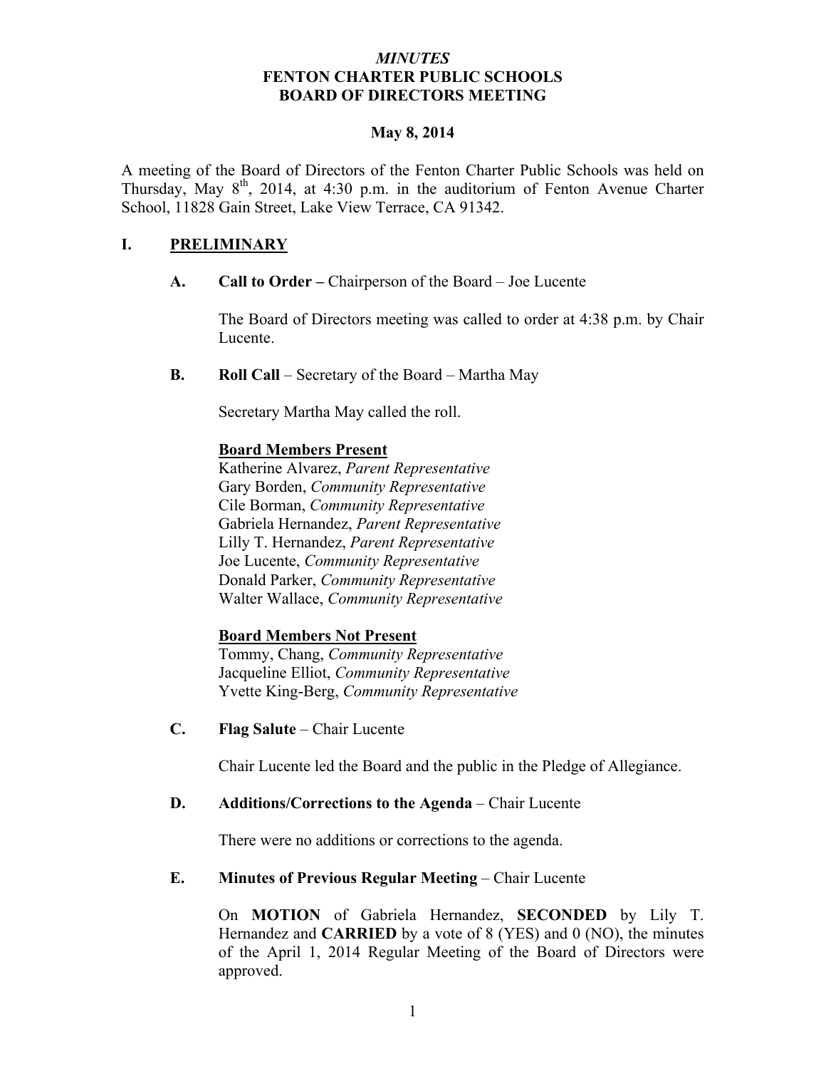*MINUTES*
**FENTON CHARTER PUBLIC SCHOOLS**
**BOARD OF DIRECTORS MEETING**

**May 8, 2014**

A meeting of the Board of Directors of the Fenton Charter Public Schools was held on Thursday, May 8th, 2014, at 4:30 p.m. in the auditorium of Fenton Avenue Charter School, 11828 Gain Street, Lake View Terrace, CA 91342.

## I. PRELIMINARY

**A. Call to Order –** Chairperson of the Board – Joe Lucente

The Board of Directors meeting was called to order at 4:38 p.m. by Chair Lucente.

**B. Roll Call** – Secretary of the Board – Martha May

Secretary Martha May called the roll.

**Board Members Present**
Katherine Alvarez, *Parent Representative*
Gary Borden, *Community Representative*
Cile Borman, *Community Representative*
Gabriela Hernandez, *Parent Representative*
Lilly T. Hernandez, *Parent Representative*
Joe Lucente, *Community Representative*
Donald Parker, *Community Representative*
Walter Wallace, *Community Representative*

**Board Members Not Present**
Tommy, Chang, *Community Representative*
Jacqueline Elliot, *Community Representative*
Yvette King-Berg, *Community Representative*

**C. Flag Salute** – Chair Lucente

Chair Lucente led the Board and the public in the Pledge of Allegiance.

**D. Additions/Corrections to the Agenda** – Chair Lucente

There were no additions or corrections to the agenda.

**E. Minutes of Previous Regular Meeting** – Chair Lucente

On **MOTION** of Gabriela Hernandez, **SECONDED** by Lily T. Hernandez and **CARRIED** by a vote of 8 (YES) and 0 (NO), the minutes of the April 1, 2014 Regular Meeting of the Board of Directors were approved.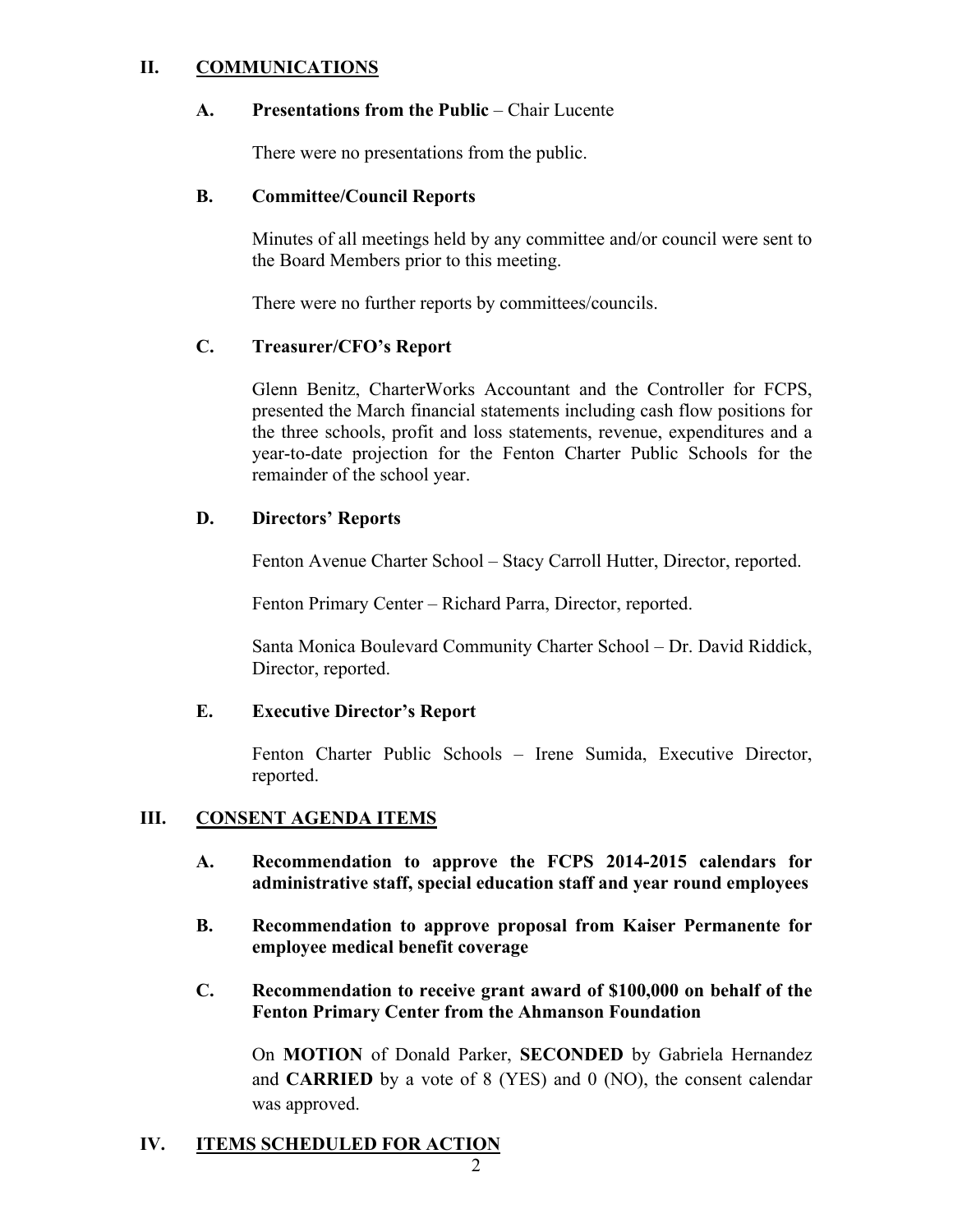## II. COMMUNICATIONS

### A. Presentations from the Public – Chair Lucente

There were no presentations from the public.

### B. Committee/Council Reports

Minutes of all meetings held by any committee and/or council were sent to the Board Members prior to this meeting.

There were no further reports by committees/councils.

### C. Treasurer/CFO's Report

Glenn Benitz, CharterWorks Accountant and the Controller for FCPS, presented the March financial statements including cash flow positions for the three schools, profit and loss statements, revenue, expenditures and a year-to-date projection for the Fenton Charter Public Schools for the remainder of the school year.

### D. Directors' Reports

Fenton Avenue Charter School – Stacy Carroll Hutter, Director, reported.

Fenton Primary Center – Richard Parra, Director, reported.

Santa Monica Boulevard Community Charter School – Dr. David Riddick, Director, reported.

### E. Executive Director's Report

Fenton Charter Public Schools – Irene Sumida, Executive Director, reported.

## III. CONSENT AGENDA ITEMS

**A. Recommendation to approve the FCPS 2014-2015 calendars for administrative staff, special education staff and year round employees**

**B. Recommendation to approve proposal from Kaiser Permanente for employee medical benefit coverage**

**C. Recommendation to receive grant award of $100,000 on behalf of the Fenton Primary Center from the Ahmanson Foundation**

On **MOTION** of Donald Parker, **SECONDED** by Gabriela Hernandez and **CARRIED** by a vote of 8 (YES) and 0 (NO), the consent calendar was approved.

## IV. ITEMS SCHEDULED FOR ACTION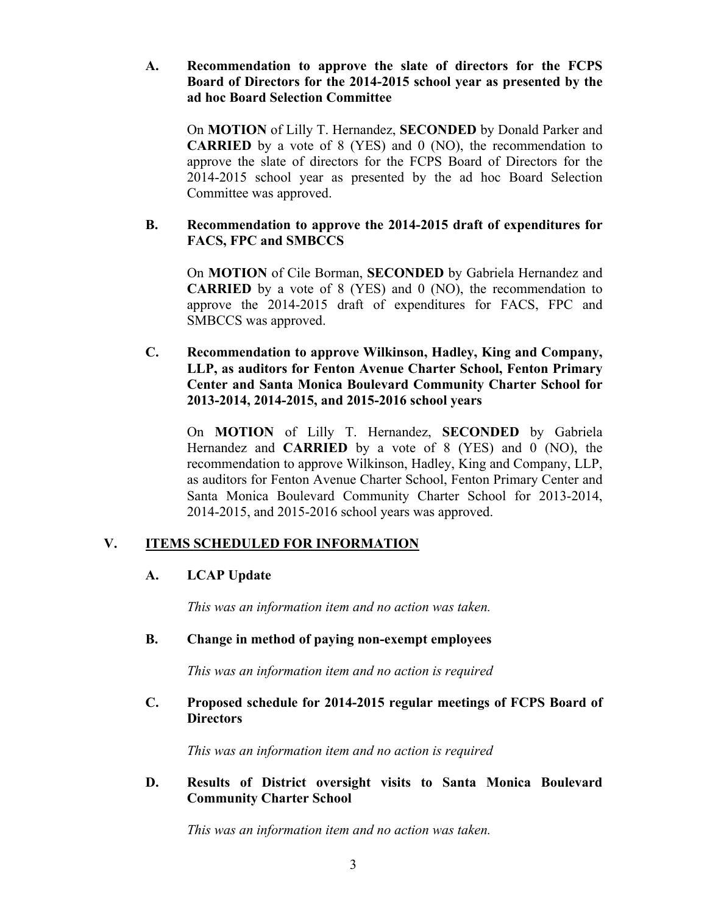**A. Recommendation to approve the slate of directors for the FCPS Board of Directors for the 2014-2015 school year as presented by the ad hoc Board Selection Committee**

On **MOTION** of Lilly T. Hernandez, **SECONDED** by Donald Parker and **CARRIED** by a vote of 8 (YES) and 0 (NO), the recommendation to approve the slate of directors for the FCPS Board of Directors for the 2014-2015 school year as presented by the ad hoc Board Selection Committee was approved.

**B. Recommendation to approve the 2014-2015 draft of expenditures for FACS, FPC and SMBCCS**

On **MOTION** of Cile Borman, **SECONDED** by Gabriela Hernandez and **CARRIED** by a vote of 8 (YES) and 0 (NO), the recommendation to approve the 2014-2015 draft of expenditures for FACS, FPC and SMBCCS was approved.

**C. Recommendation to approve Wilkinson, Hadley, King and Company, LLP, as auditors for Fenton Avenue Charter School, Fenton Primary Center and Santa Monica Boulevard Community Charter School for 2013-2014, 2014-2015, and 2015-2016 school years**

On **MOTION** of Lilly T. Hernandez, **SECONDED** by Gabriela Hernandez and **CARRIED** by a vote of 8 (YES) and 0 (NO), the recommendation to approve Wilkinson, Hadley, King and Company, LLP, as auditors for Fenton Avenue Charter School, Fenton Primary Center and Santa Monica Boulevard Community Charter School for 2013-2014, 2014-2015, and 2015-2016 school years was approved.

## V. ITEMS SCHEDULED FOR INFORMATION

**A. LCAP Update**

*This was an information item and no action was taken.*

**B. Change in method of paying non-exempt employees**

*This was an information item and no action is required*

**C. Proposed schedule for 2014-2015 regular meetings of FCPS Board of Directors**

*This was an information item and no action is required*

**D. Results of District oversight visits to Santa Monica Boulevard Community Charter School**

*This was an information item and no action was taken.*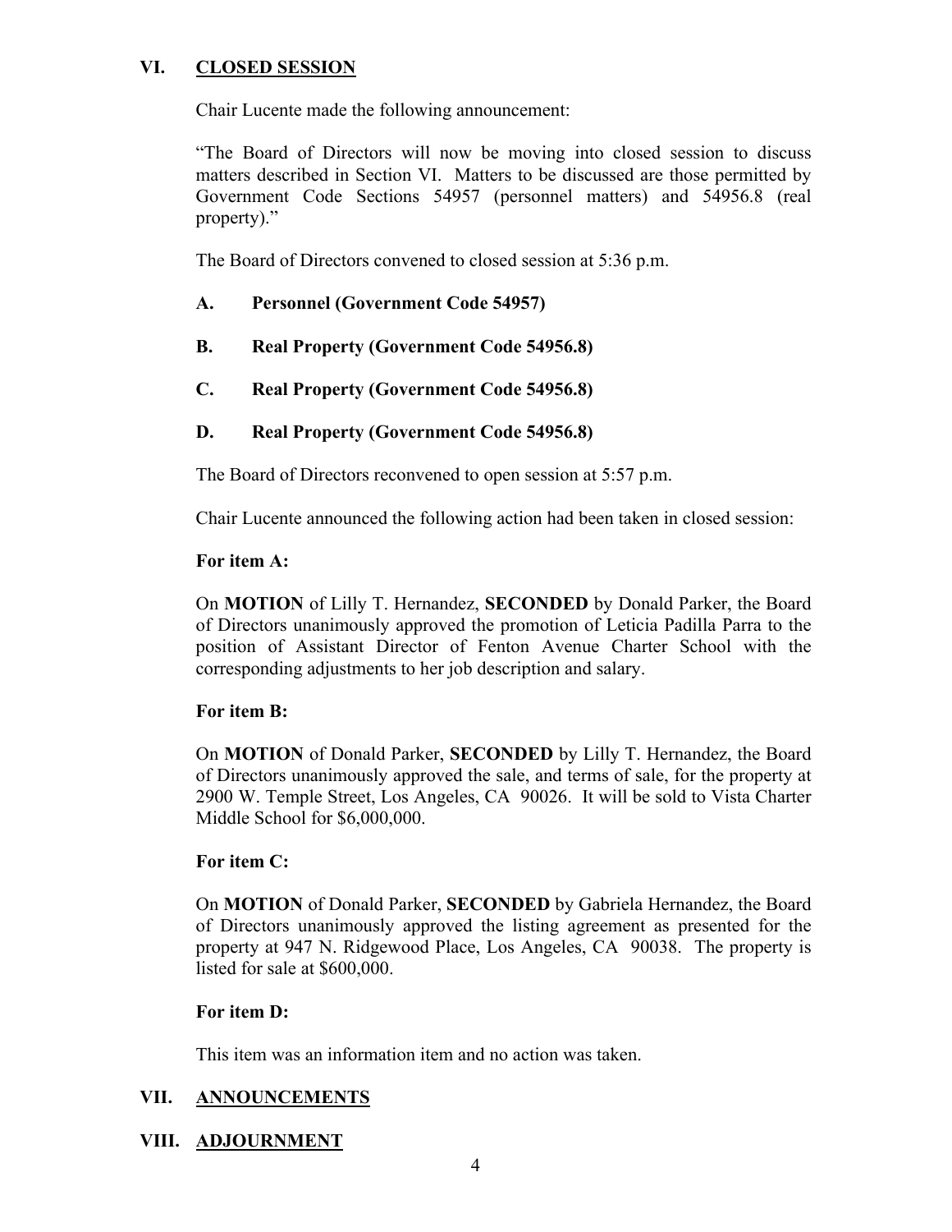## VI. CLOSED SESSION

Chair Lucente made the following announcement:

"The Board of Directors will now be moving into closed session to discuss matters described in Section VI. Matters to be discussed are those permitted by Government Code Sections 54957 (personnel matters) and 54956.8 (real property)."

The Board of Directors convened to closed session at 5:36 p.m.

**A. Personnel (Government Code 54957)**

**B. Real Property (Government Code 54956.8)**

**C. Real Property (Government Code 54956.8)**

**D. Real Property (Government Code 54956.8)**

The Board of Directors reconvened to open session at 5:57 p.m.

Chair Lucente announced the following action had been taken in closed session:

**For item A:**

On **MOTION** of Lilly T. Hernandez, **SECONDED** by Donald Parker, the Board of Directors unanimously approved the promotion of Leticia Padilla Parra to the position of Assistant Director of Fenton Avenue Charter School with the corresponding adjustments to her job description and salary.

**For item B:**

On **MOTION** of Donald Parker, **SECONDED** by Lilly T. Hernandez, the Board of Directors unanimously approved the sale, and terms of sale, for the property at 2900 W. Temple Street, Los Angeles, CA 90026. It will be sold to Vista Charter Middle School for $6,000,000.

**For item C:**

On **MOTION** of Donald Parker, **SECONDED** by Gabriela Hernandez, the Board of Directors unanimously approved the listing agreement as presented for the property at 947 N. Ridgewood Place, Los Angeles, CA 90038. The property is listed for sale at $600,000.

**For item D:**

This item was an information item and no action was taken.

## VII. ANNOUNCEMENTS

## VIII. ADJOURNMENT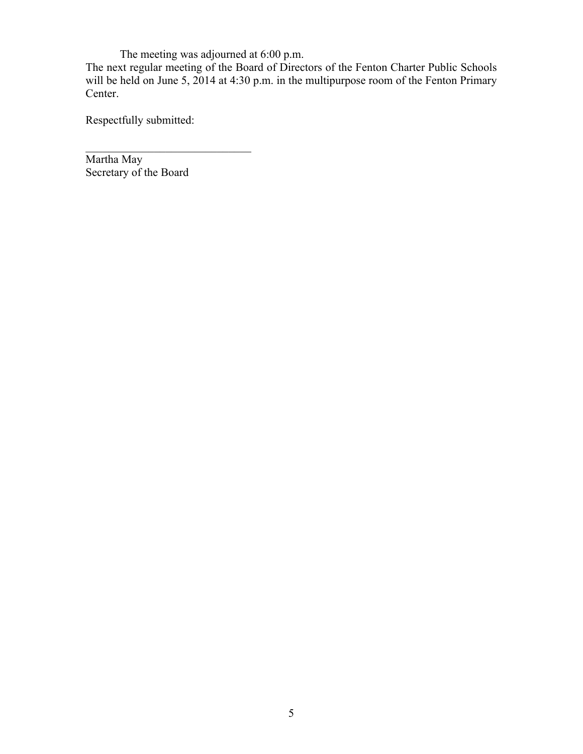The meeting was adjourned at 6:00 p.m.

The next regular meeting of the Board of Directors of the Fenton Charter Public Schools will be held on June 5, 2014 at 4:30 p.m. in the multipurpose room of the Fenton Primary Center.

Respectfully submitted:

______________________________

Martha May
Secretary of the Board